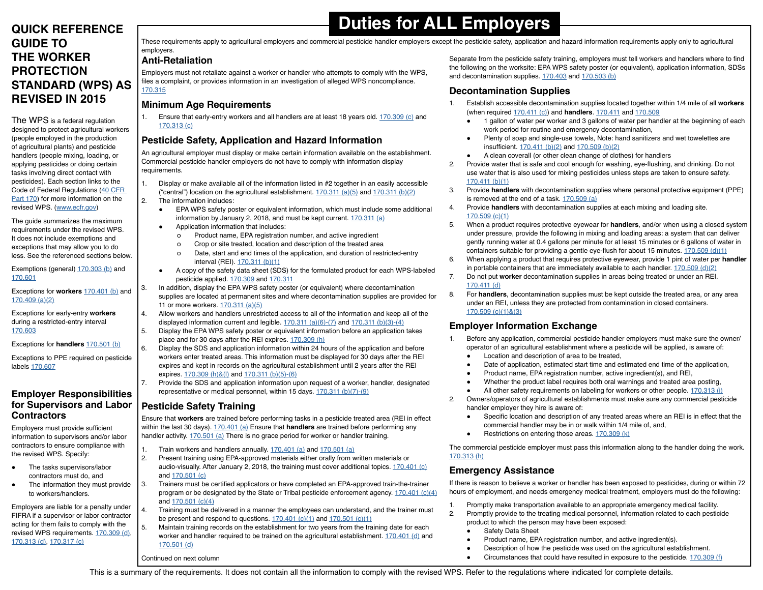# QUICK REFERENCE GUIDE TO THE WORKER PROTECTION STANDARD (WPS) AS REVISED IN 2015

The WPS is a federal regulation designed to protect agricultural workers (people employed in the production of agricultural plants) and pesticide handlers (people mixing, loading, or applying pesticides or doing certain tasks involving direct contact with pesticides). Each section links to the Code of Federal Regulations (40 CFR Part 170) for more information on the revised WPS. (www.ecfr.gov)

The guide summarizes the maximum requirements under the revised WPS. It does not include exemptions and exceptions that may allow you to do less. See the referenced sections below.

Exemptions (general) 170.303 (b) and 170.601

Exceptions for **workers** 170.401 (b) and 170.409 (a)(2)

Exceptions for early-entry **workers** during a restricted-entry interval 170.603

Exceptions for **handlers** 170.501 (b)

Exceptions to PPE required on pesticide labels 170.607

## Employer Responsibilities for Supervisors and Labor Contractors

Employers must provide sufficient information to supervisors and/or labor contractors to ensure compliance with the revised WPS. Specify:

- The tasks supervisors/labor contractors must do, and
- The information they must provide to workers/handlers.

Employers are liable for a penalty under FIFRA if a supervisor or labor contractor acting for them fails to comply with the revised WPS requirements. 170.309 (d), 170.313 (d), 170.317 (c)

# Duties for ALL Employers

These requirements apply to agricultural employers and commercial pesticide handler employers except the pesticide safety, application and hazard information requirements apply only to agricultural employers.

## Anti-Retaliation

Employers must not retaliate against a worker or handler who attempts to comply with the WPS, files a complaint, or provides information in an investigation of alleged WPS noncompliance. 170.315

## Minimum Age Requirements

1. Ensure that early-entry workers and all handlers are at least 18 years old. 170.309 (c) and 170.313 (c)

## Pesticide Safety, Application and Hazard Information

An agricultural employer must display or make certain information available on the establishment. Commercial pesticide handler employers do not have to comply with information display requirements.

1. Display or make available all of the information listed in #2 together in an easily accessible ("central") location on the agricultural establishment. 170.311 (a)(5) and 170.311 (b)(2)
2. The information includes:
   - EPA WPS safety poster or equivalent information, which must include some additional information by January 2, 2018, and must be kept current. 170.311 (a)
   - Application information that includes:
     - Product name, EPA registration number, and active ingredient
     - Crop or site treated, location and description of the treated area
     - Date, start and end times of the application, and duration of restricted-entry interval (REI). 170.311 (b)(1)
   - A copy of the safety data sheet (SDS) for the formulated product for each WPS-labeled pesticide applied. 170.309 and 170.311
3. In addition, display the EPA WPS safety poster (or equivalent) where decontamination supplies are located at permanent sites and where decontamination supplies are provided for 11 or more workers. 170.311 (a)(5)
4. Allow workers and handlers unrestricted access to all of the information and keep all of the displayed information current and legible. 170.311 (a)(6)-(7) and 170.311 (b)(3)-(4)
5. Display the EPA WPS safety poster or equivalent information before an application takes place and for 30 days after the REI expires. 170.309 (h)
6. Display the SDS and application information within 24 hours of the application and before workers enter treated areas. This information must be displayed for 30 days after the REI expires and kept in records on the agricultural establishment until 2 years after the REI expires. 170.309 (h)&(l) and 170.311 (b)(5)-(6)
7. Provide the SDS and application information upon request of a worker, handler, designated representative or medical personnel, within 15 days. 170.311 (b)(7)-(9)

## Pesticide Safety Training

Ensure that **workers** are trained before performing tasks in a pesticide treated area (REI in effect within the last 30 days). 170.401 (a) Ensure that **handlers** are trained before performing any handler activity. 170.501 (a) There is no grace period for worker or handler training.

1. Train workers and handlers annually. 170.401 (a) and 170.501 (a)
2. Present training using EPA-approved materials either orally from written materials or audio-visually. After January 2, 2018, the training must cover additional topics. 170.401 (c) and 170.501 (c)
3. Trainers must be certified applicators or have completed an EPA-approved train-the-trainer program or be designated by the State or Tribal pesticide enforcement agency. 170.401 (c)(4) and 170.501 (c)(4)
4. Training must be delivered in a manner the employees can understand, and the trainer must be present and respond to questions. 170.401 (c)(1) and 170.501 (c)(1)
5. Maintain training records on the establishment for two years from the training date for each worker and handler required to be trained on the agricultural establishment. 170.401 (d) and 170.501 (d)

Continued on next column

Separate from the pesticide safety training, employers must tell workers and handlers where to find the following on the worksite: EPA WPS safety poster (or equivalent), application information, SDSs and decontamination supplies. 170.403 and 170.503 (b)

## Decontamination Supplies

1. Establish accessible decontamination supplies located together within 1/4 mile of all **workers** (when required 170.411 (c)) and **handlers**. 170.411 and 170.509
   - 1 gallon of water per worker and 3 gallons of water per handler at the beginning of each work period for routine and emergency decontamination,
   - Plenty of soap and single-use towels, Note: hand sanitizers and wet towelettes are insufficient. 170.411 (b)(2) and 170.509 (b)(2)
   - A clean coverall (or other clean change of clothes) for handlers
2. Provide water that is safe and cool enough for washing, eye-flushing, and drinking. Do not use water that is also used for mixing pesticides unless steps are taken to ensure safety. 170.411 (b)(1)
3. Provide **handlers** with decontamination supplies where personal protective equipment (PPE) is removed at the end of a task. 170.509 (a)
4. Provide **handlers** with decontamination supplies at each mixing and loading site. 170.509 (c)(1)
5. When a product requires protective eyewear for **handlers**, and/or when using a closed system under pressure, provide the following in mixing and loading areas: a system that can deliver gently running water at 0.4 gallons per minute for at least 15 minutes or 6 gallons of water in containers suitable for providing a gentle eye-flush for about 15 minutes. 170.509 (d)(1)
6. When applying a product that requires protective eyewear, provide 1 pint of water per **handler** in portable containers that are immediately available to each handler. 170.509 (d)(2)
7. Do not put **worker** decontamination supplies in areas being treated or under an REI. 170.411 (d)
8. For **handlers**, decontamination supplies must be kept outside the treated area, or any area under an REI, unless they are protected from contamination in closed containers. 170.509 (c)(1)&(3)

## Employer Information Exchange

1. Before any application, commercial pesticide handler employers must make sure the owner/operator of an agricultural establishment where a pesticide will be applied, is aware of:
   - Location and description of area to be treated,
   - Date of application, estimated start time and estimated end time of the application,
   - Product name, EPA registration number, active ingredient(s), and REI,
   - Whether the product label requires both oral warnings and treated area posting,
   - All other safety requirements on labeling for workers or other people. 170.313 (i)
2. Owners/operators of agricultural establishments must make sure any commercial pesticide handler employer they hire is aware of:
   - Specific location and description of any treated areas where an REI is in effect that the commercial handler may be in or walk within 1/4 mile of, and,
   - Restrictions on entering those areas. 170.309 (k)

The commercial pesticide employer must pass this information along to the handler doing the work. 170.313 (h)

## Emergency Assistance

If there is reason to believe a worker or handler has been exposed to pesticides, during or within 72 hours of employment, and needs emergency medical treatment, employers must do the following:

1. Promptly make transportation available to an appropriate emergency medical facility.
2. Promptly provide to the treating medical personnel, information related to each pesticide product to which the person may have been exposed:
   - Safety Data Sheet
   - Product name, EPA registration number, and active ingredient(s).
   - Description of how the pesticide was used on the agricultural establishment.
   - Circumstances that could have resulted in exposure to the pesticide. 170.309 (f)

This is a summary of the requirements. It does not contain all the information to comply with the revised WPS. Refer to the regulations where indicated for complete details.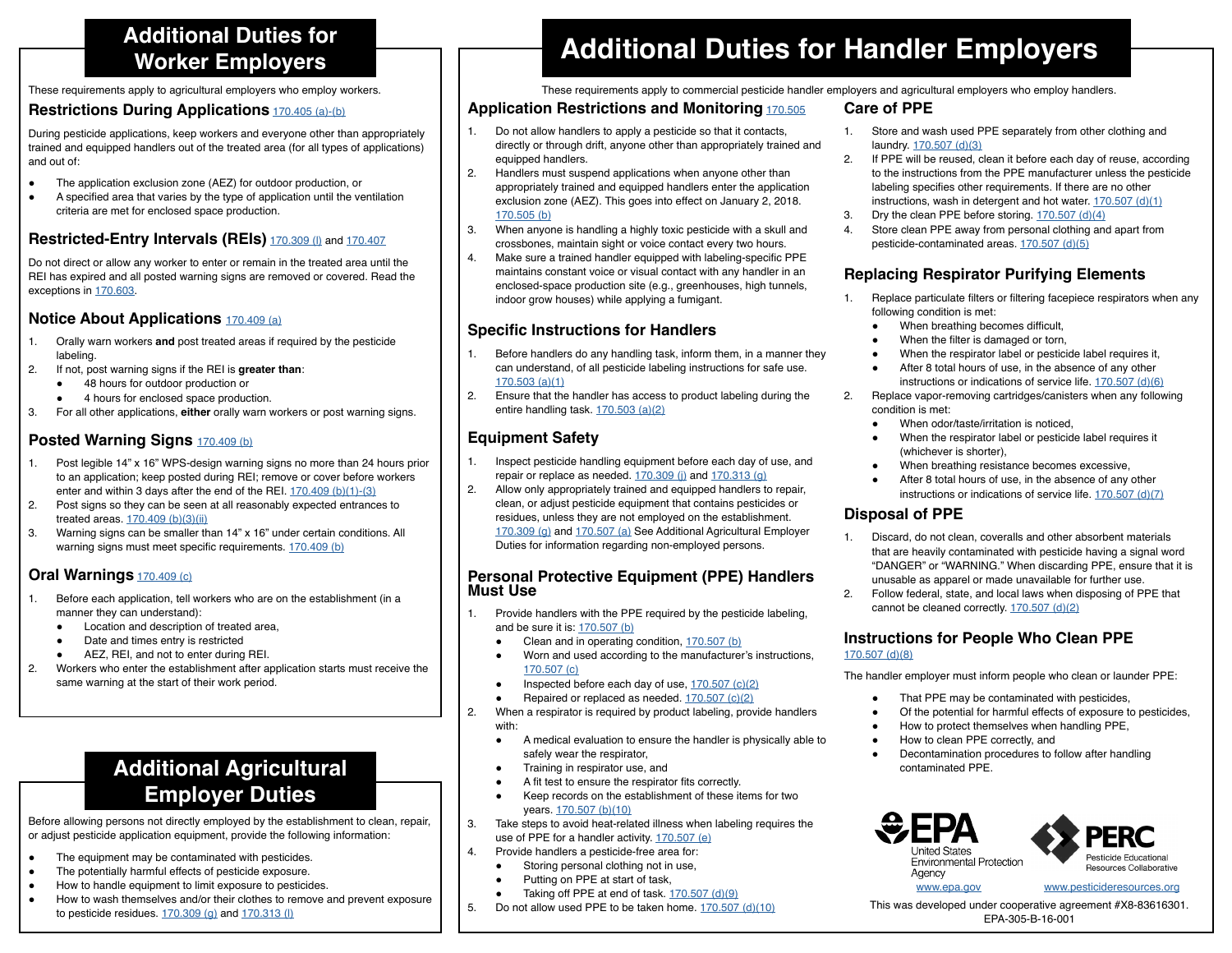## Additional Duties for Worker Employers

These requirements apply to agricultural employers who employ workers.

### Restrictions During Applications 170.405 (a)-(b)

During pesticide applications, keep workers and everyone other than appropriately trained and equipped handlers out of the treated area (for all types of applications) and out of:

- The application exclusion zone (AEZ) for outdoor production, or
- A specified area that varies by the type of application until the ventilation criteria are met for enclosed space production.

### Restricted-Entry Intervals (REIs) 170.309 (l) and 170.407

Do not direct or allow any worker to enter or remain in the treated area until the REI has expired and all posted warning signs are removed or covered. Read the exceptions in 170.603.

### Notice About Applications 170.409 (a)

1. Orally warn workers **and** post treated areas if required by the pesticide labeling.
2. If not, post warning signs if the REI is **greater than**:
   - 48 hours for outdoor production or
   - 4 hours for enclosed space production.
3. For all other applications, **either** orally warn workers or post warning signs.

### Posted Warning Signs 170.409 (b)

1. Post legible 14" x 16" WPS-design warning signs no more than 24 hours prior to an application; keep posted during REI; remove or cover before workers enter and within 3 days after the end of the REI. 170.409 (b)(1)-(3)
2. Post signs so they can be seen at all reasonably expected entrances to treated areas. 170.409 (b)(3)(ii)
3. Warning signs can be smaller than 14" x 16" under certain conditions. All warning signs must meet specific requirements. 170.409 (b)

### Oral Warnings 170.409 (c)

1. Before each application, tell workers who are on the establishment (in a manner they can understand):
   - Location and description of treated area,
   - Date and times entry is restricted
   - AEZ, REI, and not to enter during REI.
2. Workers who enter the establishment after application starts must receive the same warning at the start of their work period.

## Additional Agricultural Employer Duties

Before allowing persons not directly employed by the establishment to clean, repair, or adjust pesticide application equipment, provide the following information:

- The equipment may be contaminated with pesticides.
- The potentially harmful effects of pesticide exposure.
- How to handle equipment to limit exposure to pesticides.
- How to wash themselves and/or their clothes to remove and prevent exposure to pesticide residues. 170.309 (g) and 170.313 (l)

# Additional Duties for Handler Employers

These requirements apply to commercial pesticide handler employers and agricultural employers who employ handlers.

### Application Restrictions and Monitoring 170.505

1. Do not allow handlers to apply a pesticide so that it contacts, directly or through drift, anyone other than appropriately trained and equipped handlers.
2. Handlers must suspend applications when anyone other than appropriately trained and equipped handlers enter the application exclusion zone (AEZ). This goes into effect on January 2, 2018. 170.505 (b)
3. When anyone is handling a highly toxic pesticide with a skull and crossbones, maintain sight or voice contact every two hours.
4. Make sure a trained handler equipped with labeling-specific PPE maintains constant voice or visual contact with any handler in an enclosed-space production site (e.g., greenhouses, high tunnels, indoor grow houses) while applying a fumigant.

### Specific Instructions for Handlers

1. Before handlers do any handling task, inform them, in a manner they can understand, of all pesticide labeling instructions for safe use. 170.503 (a)(1)
2. Ensure that the handler has access to product labeling during the entire handling task. 170.503 (a)(2)

### Equipment Safety

1. Inspect pesticide handling equipment before each day of use, and repair or replace as needed. 170.309 (j) and 170.313 (g)
2. Allow only appropriately trained and equipped handlers to repair, clean, or adjust pesticide equipment that contains pesticides or residues, unless they are not employed on the establishment. 170.309 (g) and 170.507 (a) See Additional Agricultural Employer Duties for information regarding non-employed persons.

### Personal Protective Equipment (PPE) Handlers Must Use

1. Provide handlers with the PPE required by the pesticide labeling, and be sure it is: 170.507 (b)
   - Clean and in operating condition, 170.507 (b)
   - Worn and used according to the manufacturer's instructions, 170.507 (c)
   - Inspected before each day of use, 170.507 (c)(2)
   - Repaired or replaced as needed. 170.507 (c)(2)
2. When a respirator is required by product labeling, provide handlers with:
   - A medical evaluation to ensure the handler is physically able to safely wear the respirator,
   - Training in respirator use, and
   - A fit test to ensure the respirator fits correctly.
   - Keep records on the establishment of these items for two years. 170.507 (b)(10)
3. Take steps to avoid heat-related illness when labeling requires the use of PPE for a handler activity. 170.507 (e)
4. Provide handlers a pesticide-free area for:
   - Storing personal clothing not in use,
   - Putting on PPE at start of task,
   - Taking off PPE at end of task. 170.507 (d)(9)
5. Do not allow used PPE to be taken home. 170.507 (d)(10)

### Care of PPE

1. Store and wash used PPE separately from other clothing and laundry. 170.507 (d)(3)
2. If PPE will be reused, clean it before each day of reuse, according to the instructions from the PPE manufacturer unless the pesticide labeling specifies other requirements. If there are no other instructions, wash in detergent and hot water. 170.507 (d)(1)
3. Dry the clean PPE before storing. 170.507 (d)(4)
4. Store clean PPE away from personal clothing and apart from pesticide-contaminated areas. 170.507 (d)(5)

### Replacing Respirator Purifying Elements

1. Replace particulate filters or filtering facepiece respirators when any following condition is met:
   - When breathing becomes difficult,
   - When the filter is damaged or torn,
   - When the respirator label or pesticide label requires it,
   - After 8 total hours of use, in the absence of any other instructions or indications of service life. 170.507 (d)(6)
2. Replace vapor-removing cartridges/canisters when any following condition is met:
   - When odor/taste/irritation is noticed,
   - When the respirator label or pesticide label requires it (whichever is shorter),
   - When breathing resistance becomes excessive,
   - After 8 total hours of use, in the absence of any other instructions or indications of service life. 170.507 (d)(7)

### Disposal of PPE

1. Discard, do not clean, coveralls and other absorbent materials that are heavily contaminated with pesticide having a signal word "DANGER" or "WARNING." When discarding PPE, ensure that it is unusable as apparel or made unavailable for further use.
2. Follow federal, state, and local laws when disposing of PPE that cannot be cleaned correctly. 170.507 (d)(2)

### Instructions for People Who Clean PPE 170.507 (d)(8)

The handler employer must inform people who clean or launder PPE:

- That PPE may be contaminated with pesticides,
- Of the potential for harmful effects of exposure to pesticides,
- How to protect themselves when handling PPE,
- How to clean PPE correctly, and
- Decontamination procedures to follow after handling contaminated PPE.

EPA United States Environmental Protection Agency www.epa.gov

PERC Pesticide Educational Resources Collaborative www.pesticideresources.org

This was developed under cooperative agreement #X8-83616301.
EPA-305-B-16-001